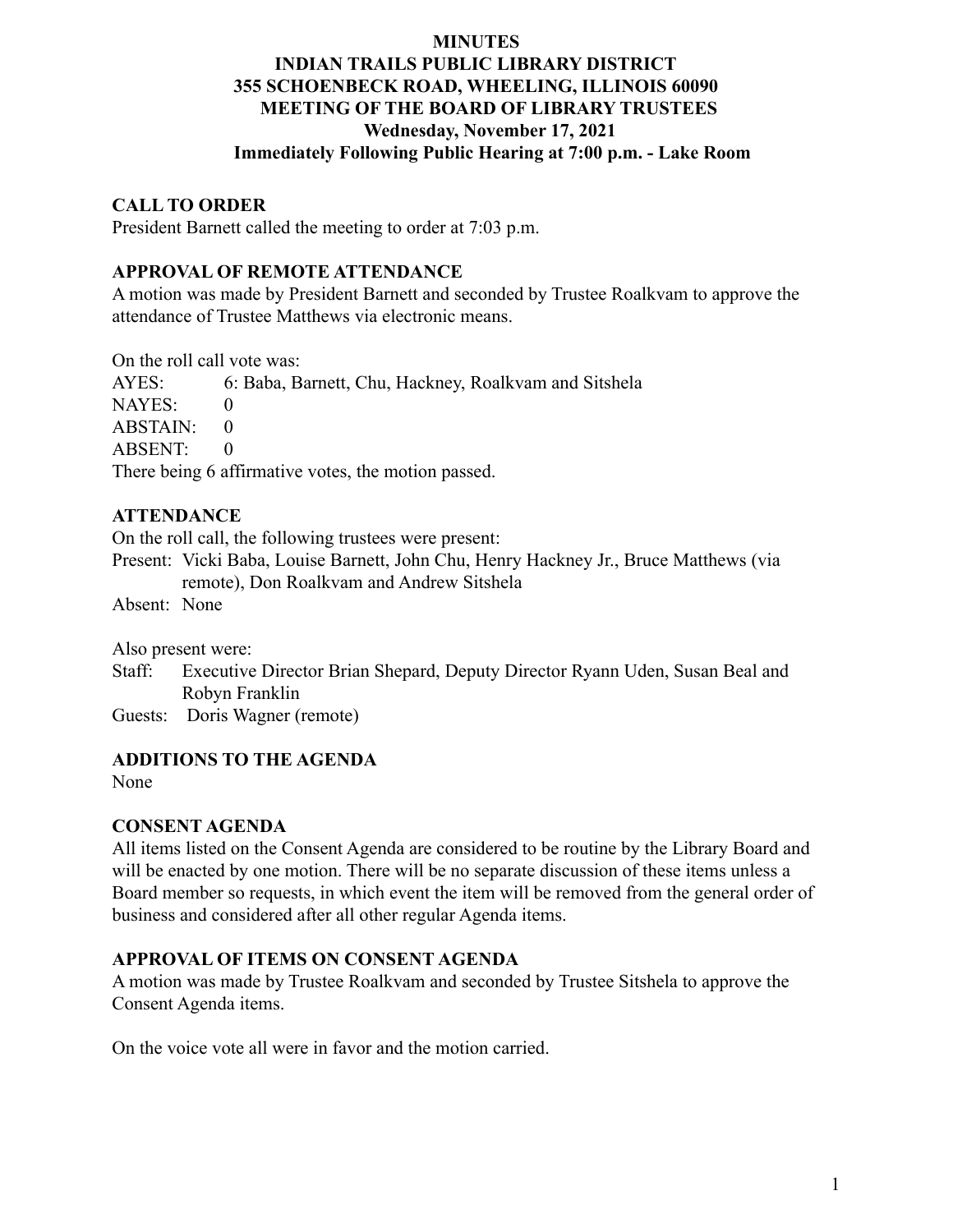# MINUTES
# INDIAN TRAILS PUBLIC LIBRARY DISTRICT
## 355 SCHOENBECK ROAD, WHEELING, ILLINOIS 60090
## MEETING OF THE BOARD OF LIBRARY TRUSTEES
### Wednesday, November 17, 2021
### Immediately Following Public Hearing at 7:00 p.m. - Lake Room

**CALL TO ORDER**

President Barnett called the meeting to order at 7:03 p.m.

**APPROVAL OF REMOTE ATTENDANCE**

A motion was made by President Barnett and seconded by Trustee Roalkvam to approve the attendance of Trustee Matthews via electronic means.

On the roll call vote was:

AYES: 6: Baba, Barnett, Chu, Hackney, Roalkvam and Sitshela
NAYES: 0
ABSTAIN: 0
ABSENT: 0

There being 6 affirmative votes, the motion passed.

**ATTENDANCE**

On the roll call, the following trustees were present:

Present: Vicki Baba, Louise Barnett, John Chu, Henry Hackney Jr., Bruce Matthews (via remote), Don Roalkvam and Andrew Sitshela
Absent: None

Also present were:

Staff: Executive Director Brian Shepard, Deputy Director Ryann Uden, Susan Beal and Robyn Franklin
Guests: Doris Wagner (remote)

**ADDITIONS TO THE AGENDA**

None

**CONSENT AGENDA**

All items listed on the Consent Agenda are considered to be routine by the Library Board and will be enacted by one motion. There will be no separate discussion of these items unless a Board member so requests, in which event the item will be removed from the general order of business and considered after all other regular Agenda items.

**APPROVAL OF ITEMS ON CONSENT AGENDA**

A motion was made by Trustee Roalkvam and seconded by Trustee Sitshela to approve the Consent Agenda items.

On the voice vote all were in favor and the motion carried.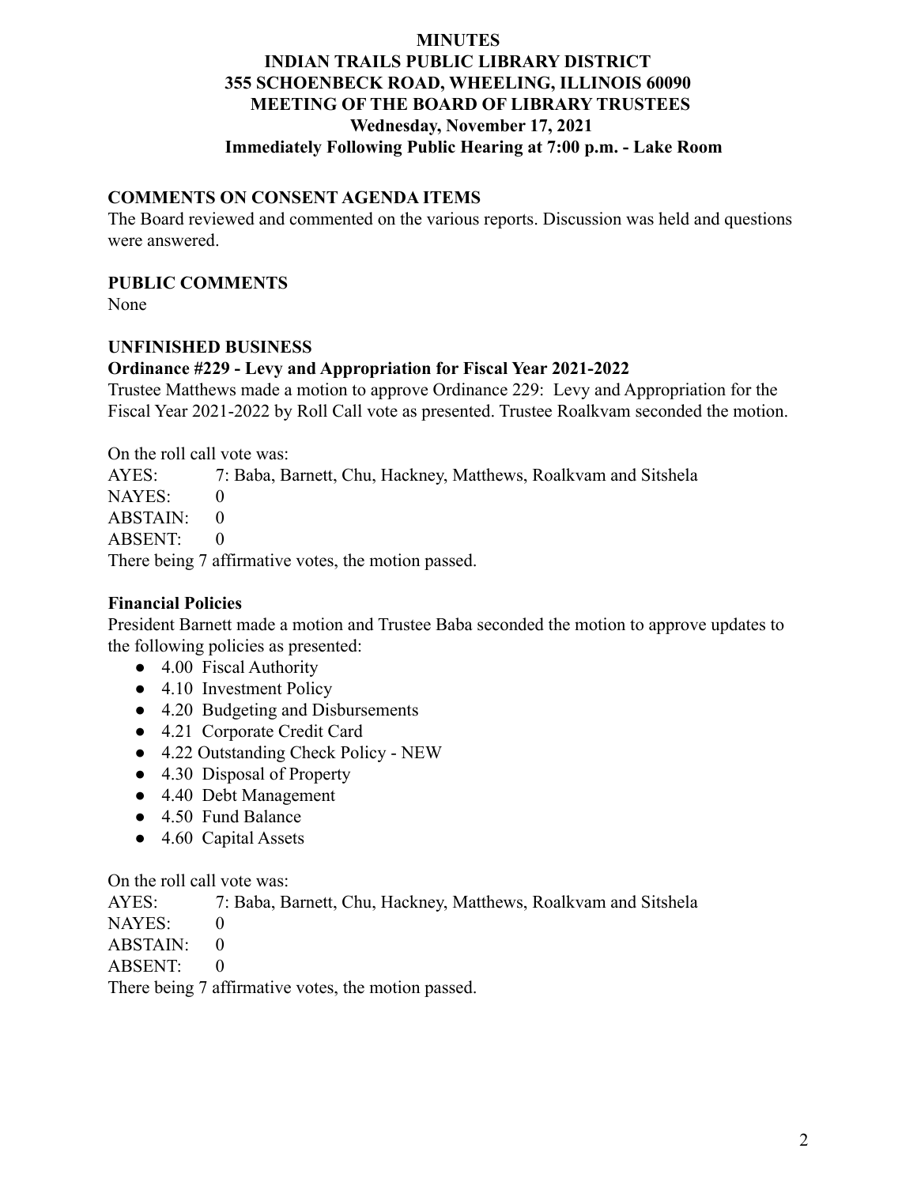**MINUTES**
**INDIAN TRAILS PUBLIC LIBRARY DISTRICT**
**355 SCHOENBECK ROAD, WHEELING, ILLINOIS 60090**
**MEETING OF THE BOARD OF LIBRARY TRUSTEES**
**Wednesday, November 17, 2021**
**Immediately Following Public Hearing at 7:00 p.m. - Lake Room**

## COMMENTS ON CONSENT AGENDA ITEMS

The Board reviewed and commented on the various reports. Discussion was held and questions were answered.

## PUBLIC COMMENTS

None

## UNFINISHED BUSINESS

### Ordinance #229 - Levy and Appropriation for Fiscal Year 2021-2022

Trustee Matthews made a motion to approve Ordinance 229: Levy and Appropriation for the Fiscal Year 2021-2022 by Roll Call vote as presented. Trustee Roalkvam seconded the motion.

On the roll call vote was:
AYES: 7: Baba, Barnett, Chu, Hackney, Matthews, Roalkvam and Sitshela
NAYES: 0
ABSTAIN: 0
ABSENT: 0
There being 7 affirmative votes, the motion passed.

### Financial Policies

President Barnett made a motion and Trustee Baba seconded the motion to approve updates to the following policies as presented:

- 4.00 Fiscal Authority
- 4.10 Investment Policy
- 4.20 Budgeting and Disbursements
- 4.21 Corporate Credit Card
- 4.22 Outstanding Check Policy - NEW
- 4.30 Disposal of Property
- 4.40 Debt Management
- 4.50 Fund Balance
- 4.60 Capital Assets

On the roll call vote was:
AYES: 7: Baba, Barnett, Chu, Hackney, Matthews, Roalkvam and Sitshela
NAYES: 0
ABSTAIN: 0
ABSENT: 0
There being 7 affirmative votes, the motion passed.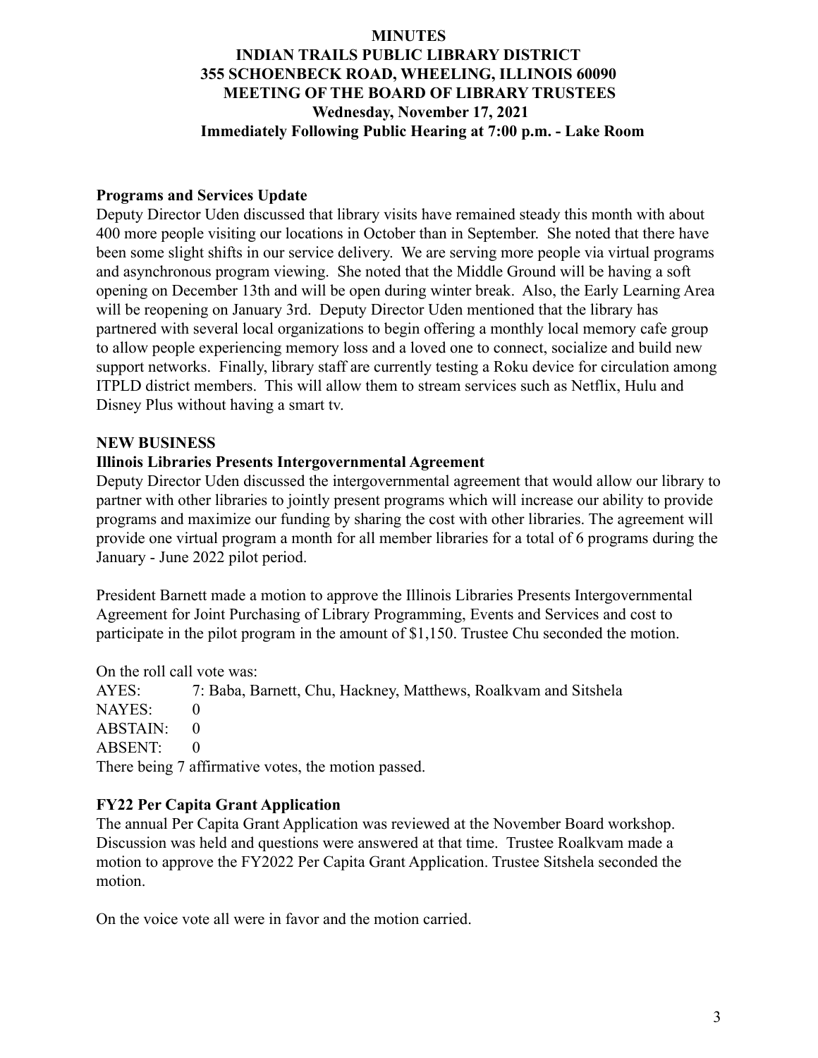**MINUTES**
**INDIAN TRAILS PUBLIC LIBRARY DISTRICT**
**355 SCHOENBECK ROAD, WHEELING, ILLINOIS 60090**
**MEETING OF THE BOARD OF LIBRARY TRUSTEES**
**Wednesday, November 17, 2021**
**Immediately Following Public Hearing at 7:00 p.m. - Lake Room**

**Programs and Services Update**

Deputy Director Uden discussed that library visits have remained steady this month with about 400 more people visiting our locations in October than in September. She noted that there have been some slight shifts in our service delivery. We are serving more people via virtual programs and asynchronous program viewing. She noted that the Middle Ground will be having a soft opening on December 13th and will be open during winter break. Also, the Early Learning Area will be reopening on January 3rd. Deputy Director Uden mentioned that the library has partnered with several local organizations to begin offering a monthly local memory cafe group to allow people experiencing memory loss and a loved one to connect, socialize and build new support networks. Finally, library staff are currently testing a Roku device for circulation among ITPLD district members. This will allow them to stream services such as Netflix, Hulu and Disney Plus without having a smart tv.

**NEW BUSINESS**

**Illinois Libraries Presents Intergovernmental Agreement**

Deputy Director Uden discussed the intergovernmental agreement that would allow our library to partner with other libraries to jointly present programs which will increase our ability to provide programs and maximize our funding by sharing the cost with other libraries. The agreement will provide one virtual program a month for all member libraries for a total of 6 programs during the January - June 2022 pilot period.

President Barnett made a motion to approve the Illinois Libraries Presents Intergovernmental Agreement for Joint Purchasing of Library Programming, Events and Services and cost to participate in the pilot program in the amount of $1,150. Trustee Chu seconded the motion.

On the roll call vote was:
AYES: 7: Baba, Barnett, Chu, Hackney, Matthews, Roalkvam and Sitshela
NAYES: 0
ABSTAIN: 0
ABSENT: 0
There being 7 affirmative votes, the motion passed.

**FY22 Per Capita Grant Application**

The annual Per Capita Grant Application was reviewed at the November Board workshop. Discussion was held and questions were answered at that time. Trustee Roalkvam made a motion to approve the FY2022 Per Capita Grant Application. Trustee Sitshela seconded the motion.

On the voice vote all were in favor and the motion carried.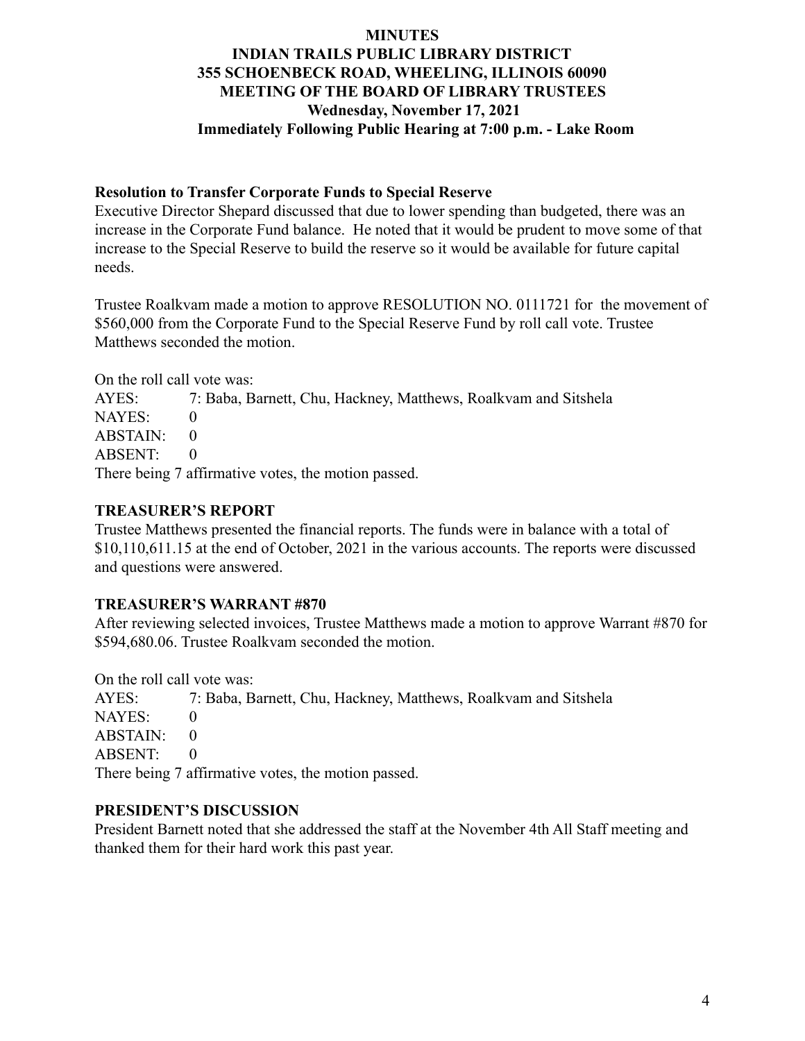**MINUTES**
**INDIAN TRAILS PUBLIC LIBRARY DISTRICT**
**355 SCHOENBECK ROAD, WHEELING, ILLINOIS 60090**
**MEETING OF THE BOARD OF LIBRARY TRUSTEES**
**Wednesday, November 17, 2021**
**Immediately Following Public Hearing at 7:00 p.m. - Lake Room**

**Resolution to Transfer Corporate Funds to Special Reserve**

Executive Director Shepard discussed that due to lower spending than budgeted, there was an increase in the Corporate Fund balance. He noted that it would be prudent to move some of that increase to the Special Reserve to build the reserve so it would be available for future capital needs.

Trustee Roalkvam made a motion to approve RESOLUTION NO. 0111721 for the movement of $560,000 from the Corporate Fund to the Special Reserve Fund by roll call vote. Trustee Matthews seconded the motion.

On the roll call vote was:
AYES: 7: Baba, Barnett, Chu, Hackney, Matthews, Roalkvam and Sitshela
NAYES: 0
ABSTAIN: 0
ABSENT: 0
There being 7 affirmative votes, the motion passed.

## TREASURER'S REPORT

Trustee Matthews presented the financial reports. The funds were in balance with a total of $10,110,611.15 at the end of October, 2021 in the various accounts. The reports were discussed and questions were answered.

## TREASURER'S WARRANT #870

After reviewing selected invoices, Trustee Matthews made a motion to approve Warrant #870 for $594,680.06. Trustee Roalkvam seconded the motion.

On the roll call vote was:
AYES: 7: Baba, Barnett, Chu, Hackney, Matthews, Roalkvam and Sitshela
NAYES: 0
ABSTAIN: 0
ABSENT: 0
There being 7 affirmative votes, the motion passed.

## PRESIDENT'S DISCUSSION

President Barnett noted that she addressed the staff at the November 4th All Staff meeting and thanked them for their hard work this past year.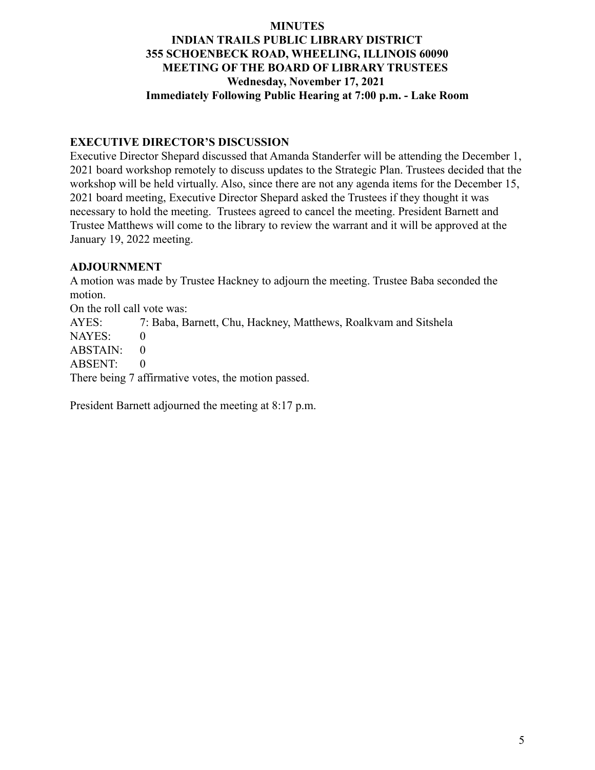**MINUTES**
**INDIAN TRAILS PUBLIC LIBRARY DISTRICT**
**355 SCHOENBECK ROAD, WHEELING, ILLINOIS 60090**
**MEETING OF THE BOARD OF LIBRARY TRUSTEES**
**Wednesday, November 17, 2021**
**Immediately Following Public Hearing at 7:00 p.m. - Lake Room**

## EXECUTIVE DIRECTOR'S DISCUSSION

Executive Director Shepard discussed that Amanda Standerfer will be attending the December 1, 2021 board workshop remotely to discuss updates to the Strategic Plan. Trustees decided that the workshop will be held virtually. Also, since there are not any agenda items for the December 15, 2021 board meeting, Executive Director Shepard asked the Trustees if they thought it was necessary to hold the meeting. Trustees agreed to cancel the meeting. President Barnett and Trustee Matthews will come to the library to review the warrant and it will be approved at the January 19, 2022 meeting.

## ADJOURNMENT

A motion was made by Trustee Hackney to adjourn the meeting. Trustee Baba seconded the motion.

On the roll call vote was:

AYES: 7: Baba, Barnett, Chu, Hackney, Matthews, Roalkvam and Sitshela
NAYES: 0
ABSTAIN: 0
ABSENT: 0

There being 7 affirmative votes, the motion passed.

President Barnett adjourned the meeting at 8:17 p.m.